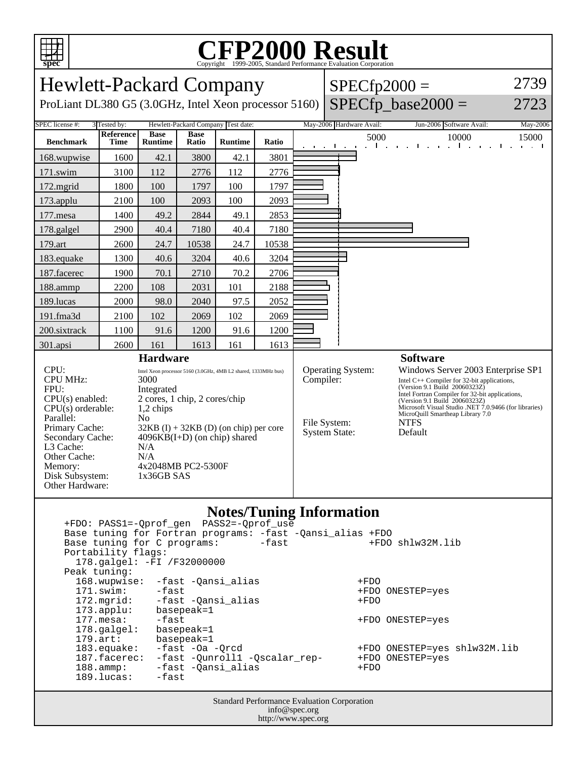# CFP2000 Result

Copyright 1999-2005, Standard Performance Evaluation Corporation

## Hewlett-Packard Company

ProLiant DL380 G5 (3.0GHz, Intel Xeon processor 5160)

SPECfp2000 = 2739

SPECfp_base2000 = 2723

| SPEC license #: | 3 | Tested by: | Hewlett-Packard Company | Test date: | May-2006 | Hardware Avail: | Jun-2006 | Software Avail: | May-2006 |
|---|---|---|---|---|---|---|---|---|---|

| Benchmark | Reference Time | Base Runtime | Base Ratio | Runtime | Ratio |
|---|---|---|---|---|---|
| 168.wupwise | 1600 | 42.1 | 3800 | 42.1 | 3801 |
| 171.swim | 3100 | 112 | 2776 | 112 | 2776 |
| 172.mgrid | 1800 | 100 | 1797 | 100 | 1797 |
| 173.applu | 2100 | 100 | 2093 | 100 | 2093 |
| 177.mesa | 1400 | 49.2 | 2844 | 49.1 | 2853 |
| 178.galgel | 2900 | 40.4 | 7180 | 40.4 | 7180 |
| 179.art | 2600 | 24.7 | 10538 | 24.7 | 10538 |
| 183.equake | 1300 | 40.6 | 3204 | 40.6 | 3204 |
| 187.facerec | 1900 | 70.1 | 2710 | 70.2 | 2706 |
| 188.ammp | 2200 | 108 | 2031 | 101 | 2188 |
| 189.lucas | 2000 | 98.0 | 2040 | 97.5 | 2052 |
| 191.fma3d | 2100 | 102 | 2069 | 102 | 2069 |
| 200.sixtrack | 1100 | 91.6 | 1200 | 91.6 | 1200 |
| 301.apsi | 2600 | 161 | 1613 | 161 | 1613 |

5000
10000
15000

### Hardware

| | |
|---|---|
| CPU: | Intel Xeon processor 5160 (3.0GHz, 4MB L2 shared, 1333MHz bus) |
| CPU MHz: | 3000 |
| FPU: | Integrated |
| CPU(s) enabled: | 2 cores, 1 chip, 2 cores/chip |
| CPU(s) orderable: | 1,2 chips |
| Parallel: | No |
| Primary Cache: | 32KB (I) + 32KB (D) (on chip) per core |
| Secondary Cache: | 4096KB(I+D) (on chip) shared |
| L3 Cache: | N/A |
| Other Cache: | N/A |
| Memory: | 4x2048MB PC2-5300F |
| Disk Subsystem: | 1x36GB SAS |
| Other Hardware: | |

### Software

| | |
|---|---|
| Operating System: | Windows Server 2003 Enterprise SP1 |
| Compiler: | Intel C++ Compiler for 32-bit applications, (Version 9.1 Build 20060323Z) Intel Fortran Compiler for 32-bit applications, (Version 9.1 Build 20060323Z) Microsoft Visual Studio .NET 7.0.9466 (for libraries) MicroQuill Smartheap Library 7.0 |
| File System: | NTFS |
| System State: | Default |

### Notes/Tuning Information

```
+FDO: PASS1=-Qprof_gen  PASS2=-Qprof_use
Base tuning for Fortran programs: -fast -Qansi_alias +FDO
Base tuning for C programs:       -fast              +FDO shlw32M.lib
Portability flags:
  178.galgel: -FI /F32000000
Peak tuning:
  168.wupwise:  -fast -Qansi_alias              +FDO
  171.swim:     -fast                           +FDO ONESTEP=yes
  172.mgrid:    -fast -Qansi_alias              +FDO
  173.applu:    basepeak=1
  177.mesa:     -fast                           +FDO ONESTEP=yes
  178.galgel:   basepeak=1
  179.art:      basepeak=1
  183.equake:   -fast -Oa -Qrcd                 +FDO ONESTEP=yes shlw32M.lib
  187.facerec:  -fast -Qunroll1 -Qscalar_rep-   +FDO ONESTEP=yes
  188.ammp:     -fast -Qansi_alias              +FDO
  189.lucas:    -fast
```

Standard Performance Evaluation Corporation
info@spec.org
http://www.spec.org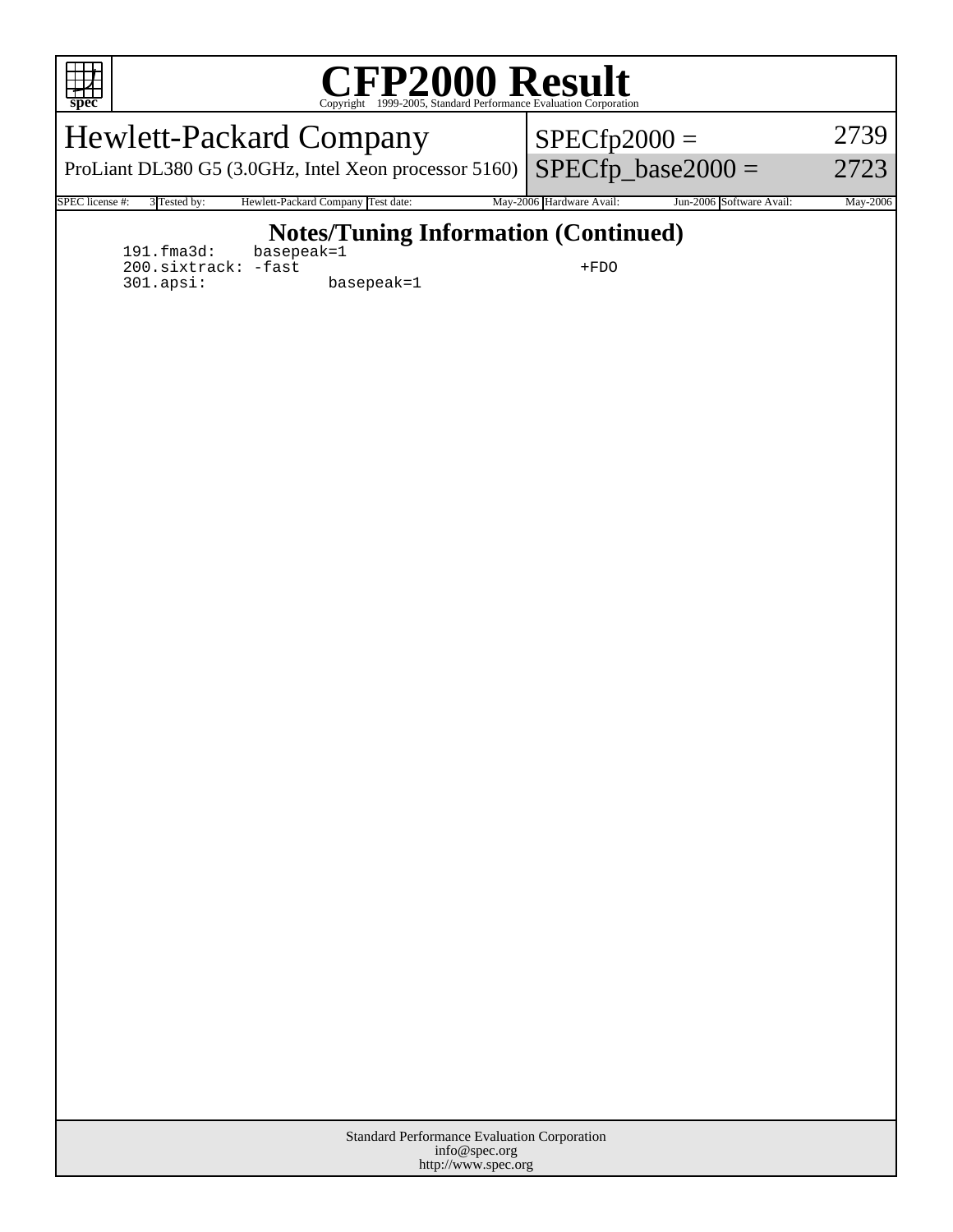# CFP2000 Result

Copyright 1999-2005, Standard Performance Evaluation Corporation

## Hewlett-Packard Company

ProLiant DL380 G5 (3.0GHz, Intel Xeon processor 5160)

SPECfp2000 = 2739

SPECfp_base2000 = 2723

| SPEC license #: | 3 | Tested by: | Hewlett-Packard Company | Test date: | May-2006 | Hardware Avail: | Jun-2006 | Software Avail: | May-2006 |
|---|---|---|---|---|---|---|---|---|---|

### Notes/Tuning Information (Continued)

```
191.fma3d:    basepeak=1
200.sixtrack: -fast                                  +FDO
301.apsi:             basepeak=1
```

Standard Performance Evaluation Corporation
info@spec.org
http://www.spec.org